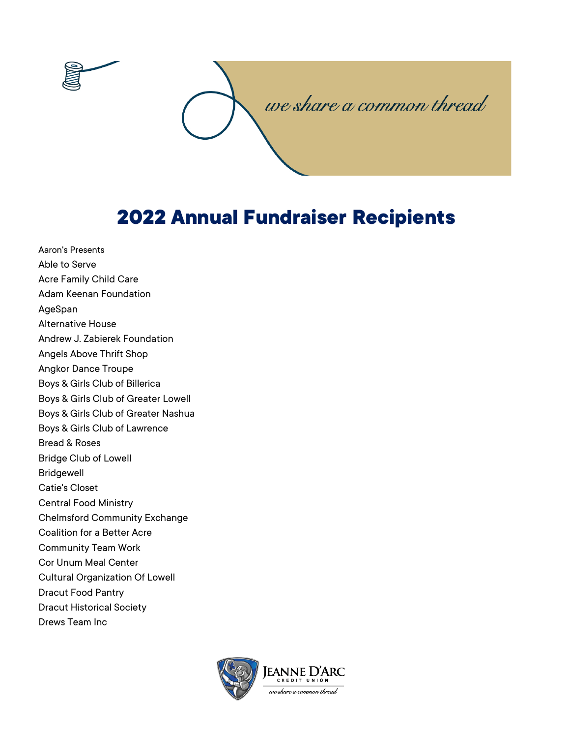*we share a common thread*

# 2022 Annual Fundraiser Recipients

Aaron's Presents
Able to Serve
Acre Family Child Care
Adam Keenan Foundation
AgeSpan
Alternative House
Andrew J. Zabierek Foundation
Angels Above Thrift Shop
Angkor Dance Troupe
Boys & Girls Club of Billerica
Boys & Girls Club of Greater Lowell
Boys & Girls Club of Greater Nashua
Boys & Girls Club of Lawrence
Bread & Roses
Bridge Club of Lowell
Bridgewell
Catie's Closet
Central Food Ministry
Chelmsford Community Exchange
Coalition for a Better Acre
Community Team Work
Cor Unum Meal Center
Cultural Organization Of Lowell
Dracut Food Pantry
Dracut Historical Society
Drews Team Inc

JEANNE D'ARC CREDIT UNION
*we share a common thread*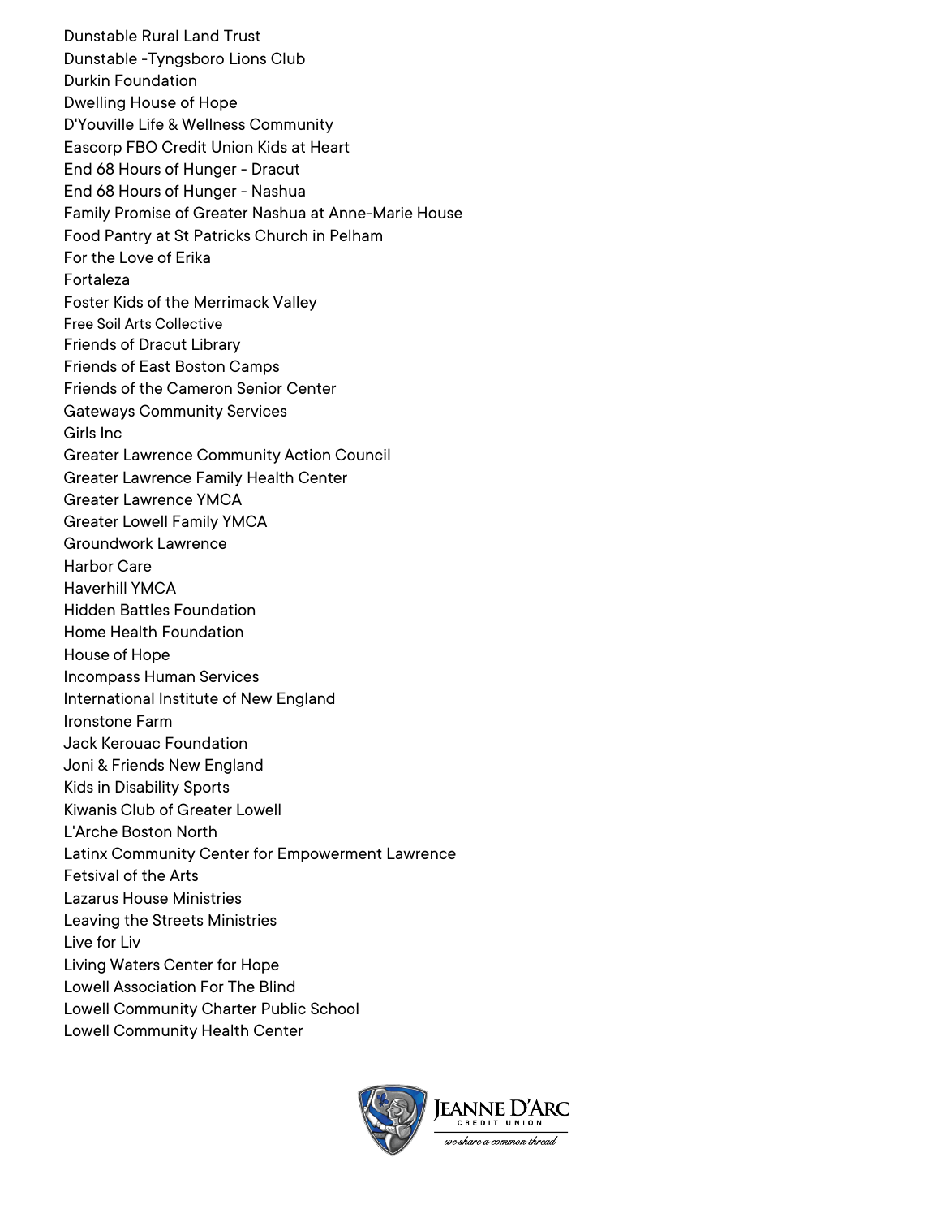Dunstable Rural Land Trust
Dunstable -Tyngsboro Lions Club
Durkin Foundation
Dwelling House of Hope
D'Youville Life & Wellness Community
Eascorp FBO Credit Union Kids at Heart
End 68 Hours of Hunger - Dracut
End 68 Hours of Hunger - Nashua
Family Promise of Greater Nashua at Anne-Marie House
Food Pantry at St Patricks Church in Pelham
For the Love of Erika
Fortaleza
Foster Kids of the Merrimack Valley
Free Soil Arts Collective
Friends of Dracut Library
Friends of East Boston Camps
Friends of the Cameron Senior Center
Gateways Community Services
Girls Inc
Greater Lawrence Community Action Council
Greater Lawrence Family Health Center
Greater Lawrence YMCA
Greater Lowell Family YMCA
Groundwork Lawrence
Harbor Care
Haverhill YMCA
Hidden Battles Foundation
Home Health Foundation
House of Hope
Incompass Human Services
International Institute of New England
Ironstone Farm
Jack Kerouac Foundation
Joni & Friends New England
Kids in Disability Sports
Kiwanis Club of Greater Lowell
L'Arche Boston North
Latinx Community Center for Empowerment Lawrence
Fetsival of the Arts
Lazarus House Ministries
Leaving the Streets Ministries
Live for Liv
Living Waters Center for Hope
Lowell Association For The Blind
Lowell Community Charter Public School
Lowell Community Health Center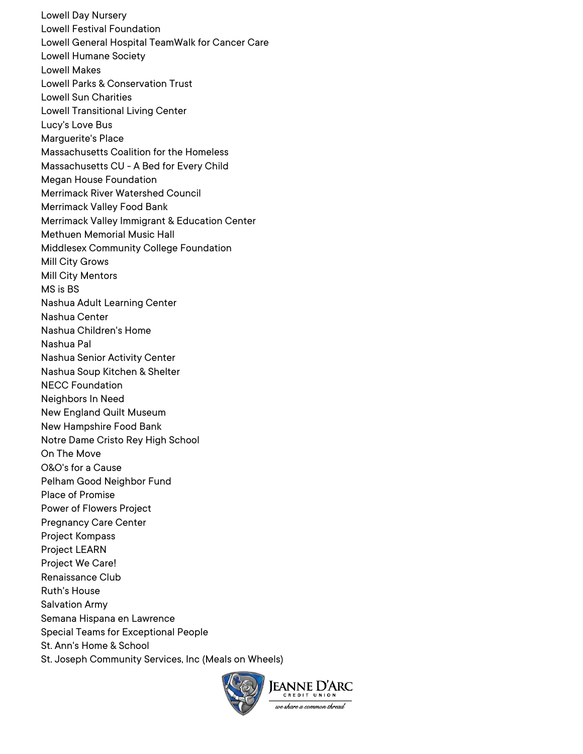Lowell Day Nursery
Lowell Festival Foundation
Lowell General Hospital TeamWalk for Cancer Care
Lowell Humane Society
Lowell Makes
Lowell Parks & Conservation Trust
Lowell Sun Charities
Lowell Transitional Living Center
Lucy's Love Bus
Marguerite's Place
Massachusetts Coalition for the Homeless
Massachusetts CU - A Bed for Every Child
Megan House Foundation
Merrimack River Watershed Council
Merrimack Valley Food Bank
Merrimack Valley Immigrant & Education Center
Methuen Memorial Music Hall
Middlesex Community College Foundation
Mill City Grows
Mill City Mentors
MS is BS
Nashua Adult Learning Center
Nashua Center
Nashua Children's Home
Nashua Pal
Nashua Senior Activity Center
Nashua Soup Kitchen & Shelter
NECC Foundation
Neighbors In Need
New England Quilt Museum
New Hampshire Food Bank
Notre Dame Cristo Rey High School
On The Move
O&O's for a Cause
Pelham Good Neighbor Fund
Place of Promise
Power of Flowers Project
Pregnancy Care Center
Project Kompass
Project LEARN
Project We Care!
Renaissance Club
Ruth's House
Salvation Army
Semana Hispana en Lawrence
Special Teams for Exceptional People
St. Ann's Home & School
St. Joseph Community Services, Inc (Meals on Wheels)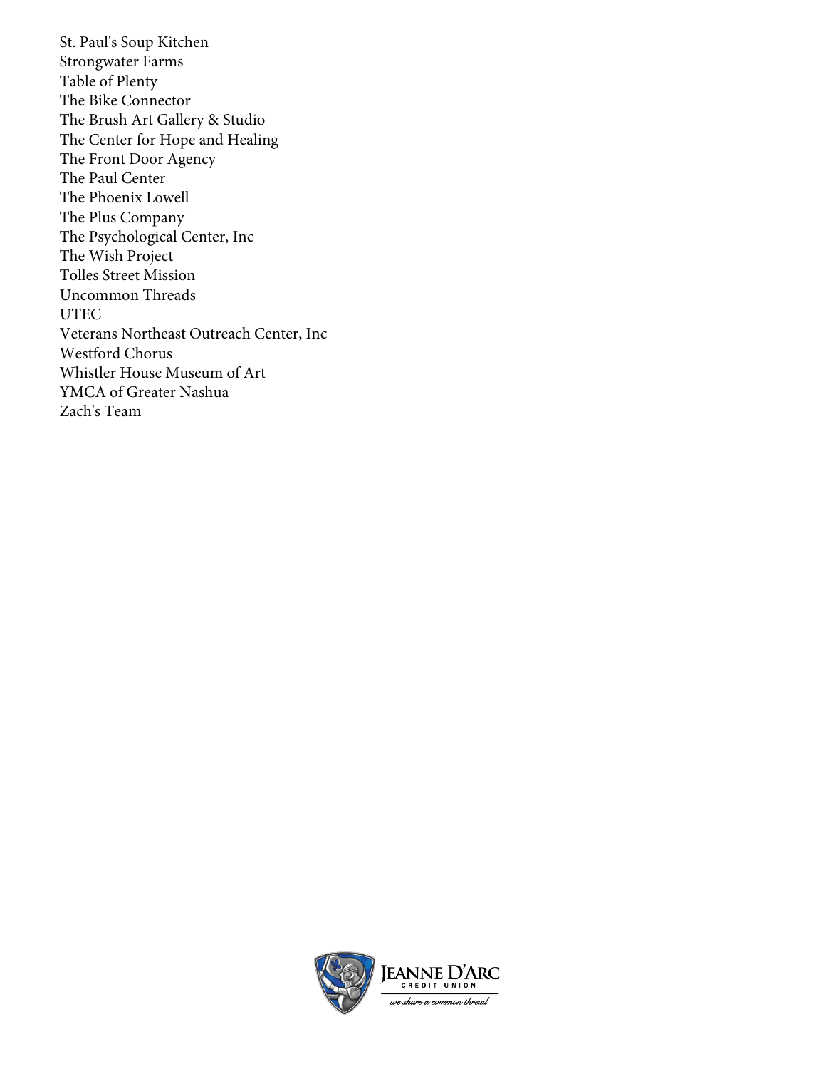St. Paul's Soup Kitchen
Strongwater Farms
Table of Plenty
The Bike Connector
The Brush Art Gallery & Studio
The Center for Hope and Healing
The Front Door Agency
The Paul Center
The Phoenix Lowell
The Plus Company
The Psychological Center, Inc
The Wish Project
Tolles Street Mission
Uncommon Threads
UTEC
Veterans Northeast Outreach Center, Inc
Westford Chorus
Whistler House Museum of Art
YMCA of Greater Nashua
Zach's Team